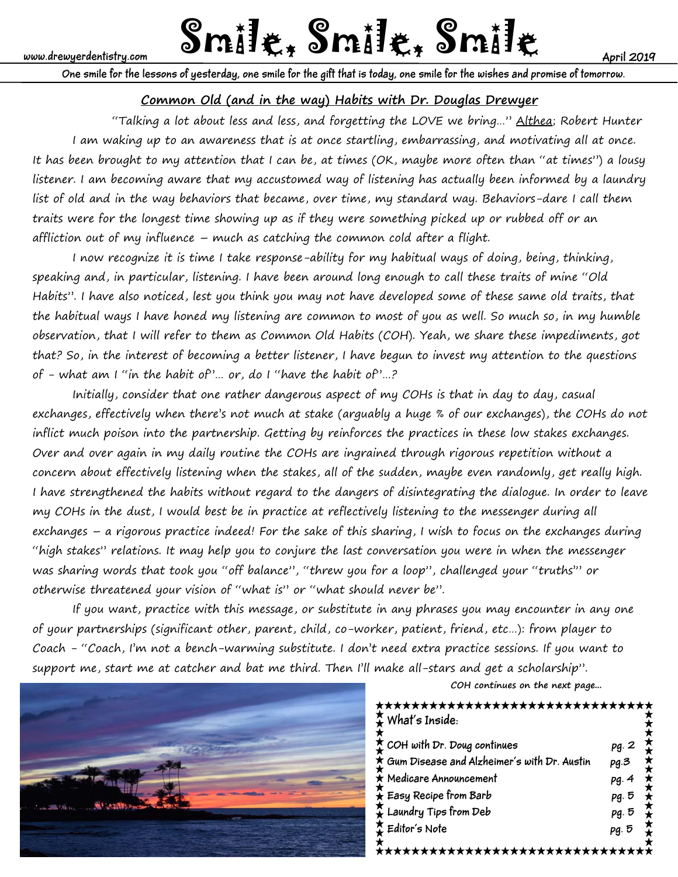www.drewyerdentistry.com

# Smile, Smile, Smile

April 2019

**One smile for the lessons of yesterday, one smile for the gift that is today, one smile for the wishes and promise of tomorrow.**

## Common Old (and in the way) Habits with Dr. Douglas Drewyer

"Talking a lot about less and less, and forgetting the LOVE we bring…" Althea; Robert Hunter

I am waking up to an awareness that is at once startling, embarrassing, and motivating all at once. It has been brought to my attention that I can be, at times (OK, maybe more often than "at times") a lousy listener. I am becoming aware that my accustomed way of listening has actually been informed by a laundry list of old and in the way behaviors that became, over time, my standard way. Behaviors-dare I call them traits were for the longest time showing up as if they were something picked up or rubbed off or an affliction out of my influence – much as catching the common cold after a flight.

I now recognize it is time I take response-ability for my habitual ways of doing, being, thinking, speaking and, in particular, listening. I have been around long enough to call these traits of mine "Old Habits". I have also noticed, lest you think you may not have developed some of these same old traits, that the habitual ways I have honed my listening are common to most of you as well. So much so, in my humble observation, that I will refer to them as Common Old Habits (COH). Yeah, we share these impediments, got that? So, in the interest of becoming a better listener, I have begun to invest my attention to the questions of - what am I "in the habit of"… or, do I "have the habit of"…?

Initially, consider that one rather dangerous aspect of my COHs is that in day to day, casual exchanges, effectively when there's not much at stake (arguably a huge % of our exchanges), the COHs do not inflict much poison into the partnership. Getting by reinforces the practices in these low stakes exchanges. Over and over again in my daily routine the COHs are ingrained through rigorous repetition without a concern about effectively listening when the stakes, all of the sudden, maybe even randomly, get really high. I have strengthened the habits without regard to the dangers of disintegrating the dialogue. In order to leave my COHs in the dust, I would best be in practice at reflectively listening to the messenger during all exchanges – a rigorous practice indeed! For the sake of this sharing, I wish to focus on the exchanges during "high stakes" relations. It may help you to conjure the last conversation you were in when the messenger was sharing words that took you "off balance", "threw you for a loop", challenged your "truths" or otherwise threatened your vision of "what is" or "what should never be".

If you want, practice with this message, or substitute in any phrases you may encounter in any one of your partnerships (significant other, parent, child, co-worker, patient, friend, etc…): from player to Coach - "Coach, I'm not a bench-warming substitute. I don't need extra practice sessions. If you want to support me, start me at catcher and bat me third. Then I'll make all-stars and get a scholarship".

*COH continues on the next page…*

**What's Inside:**

| | |
|---|---|
| COH with Dr. Doug continues | pg. 2 |
| Gum Disease and Alzheimer's with Dr. Austin | pg.3 |
| Medicare Announcement | pg. 4 |
| Easy Recipe from Barb | pg. 5 |
| Laundry Tips from Deb | pg. 5 |
| Editor's Note | pg. 5 |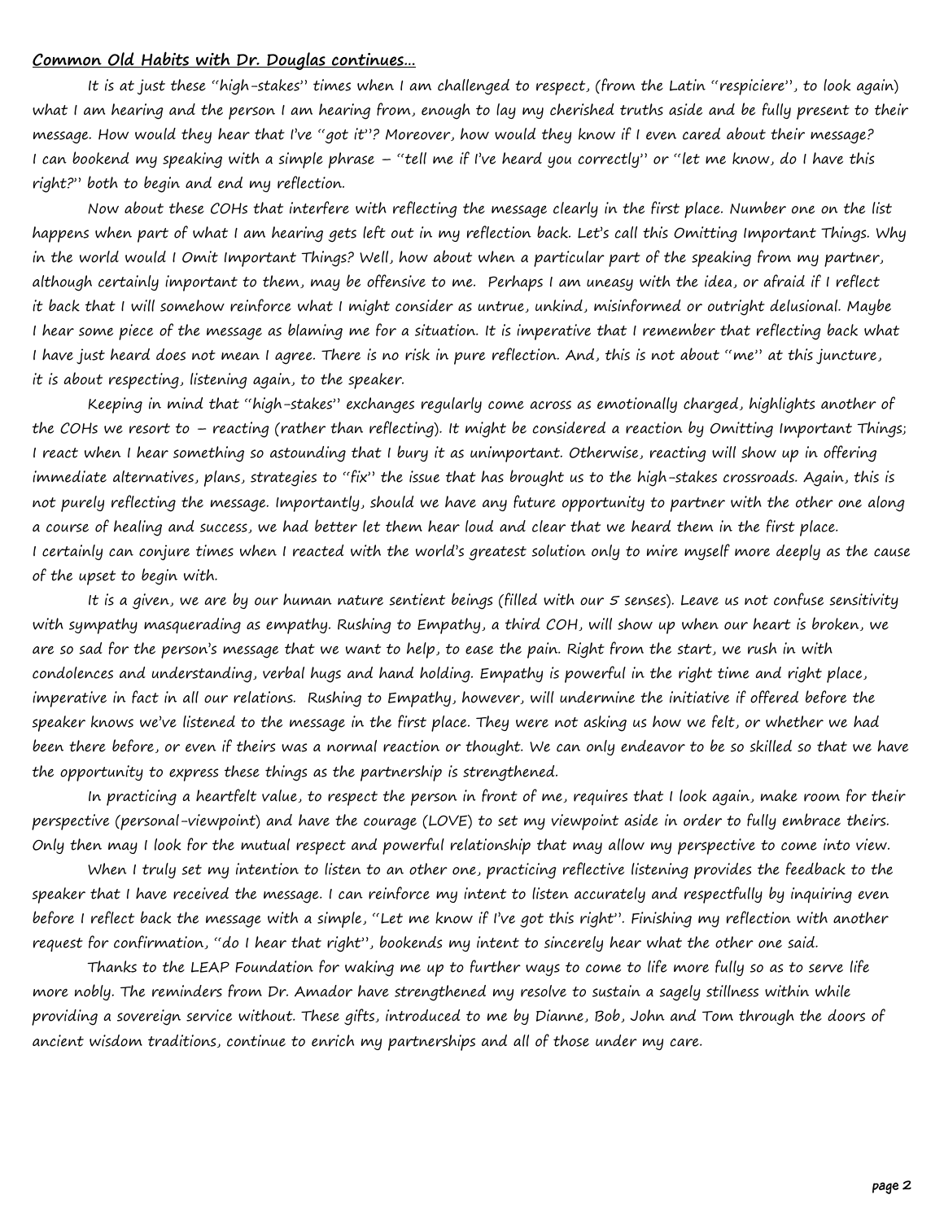**Common Old Habits with Dr. Douglas continues…**

It is at just these "high-stakes" times when I am challenged to respect, (from the Latin "respiciere", to look again) what I am hearing and the person I am hearing from, enough to lay my cherished truths aside and be fully present to their message. How would they hear that I've "got it"? Moreover, how would they know if I even cared about their message? I can bookend my speaking with a simple phrase – "tell me if I've heard you correctly" or "let me know, do I have this right?" both to begin and end my reflection.

Now about these COHs that interfere with reflecting the message clearly in the first place. Number one on the list happens when part of what I am hearing gets left out in my reflection back. Let's call this Omitting Important Things. Why in the world would I Omit Important Things? Well, how about when a particular part of the speaking from my partner, although certainly important to them, may be offensive to me. Perhaps I am uneasy with the idea, or afraid if I reflect it back that I will somehow reinforce what I might consider as untrue, unkind, misinformed or outright delusional. Maybe I hear some piece of the message as blaming me for a situation. It is imperative that I remember that reflecting back what I have just heard does not mean I agree. There is no risk in pure reflection. And, this is not about "me" at this juncture, it is about respecting, listening again, to the speaker.

Keeping in mind that "high-stakes" exchanges regularly come across as emotionally charged, highlights another of the COHs we resort to – reacting (rather than reflecting). It might be considered a reaction by Omitting Important Things; I react when I hear something so astounding that I bury it as unimportant. Otherwise, reacting will show up in offering immediate alternatives, plans, strategies to "fix" the issue that has brought us to the high-stakes crossroads. Again, this is not purely reflecting the message. Importantly, should we have any future opportunity to partner with the other one along a course of healing and success, we had better let them hear loud and clear that we heard them in the first place. I certainly can conjure times when I reacted with the world's greatest solution only to mire myself more deeply as the cause of the upset to begin with.

It is a given, we are by our human nature sentient beings (filled with our 5 senses). Leave us not confuse sensitivity with sympathy masquerading as empathy. Rushing to Empathy, a third COH, will show up when our heart is broken, we are so sad for the person's message that we want to help, to ease the pain. Right from the start, we rush in with condolences and understanding, verbal hugs and hand holding. Empathy is powerful in the right time and right place, imperative in fact in all our relations. Rushing to Empathy, however, will undermine the initiative if offered before the speaker knows we've listened to the message in the first place. They were not asking us how we felt, or whether we had been there before, or even if theirs was a normal reaction or thought. We can only endeavor to be so skilled so that we have the opportunity to express these things as the partnership is strengthened.

In practicing a heartfelt value, to respect the person in front of me, requires that I look again, make room for their perspective (personal-viewpoint) and have the courage (LOVE) to set my viewpoint aside in order to fully embrace theirs. Only then may I look for the mutual respect and powerful relationship that may allow my perspective to come into view.

When I truly set my intention to listen to an other one, practicing reflective listening provides the feedback to the speaker that I have received the message. I can reinforce my intent to listen accurately and respectfully by inquiring even before I reflect back the message with a simple, "Let me know if I've got this right". Finishing my reflection with another request for confirmation, "do I hear that right", bookends my intent to sincerely hear what the other one said.

Thanks to the LEAP Foundation for waking me up to further ways to come to life more fully so as to serve life more nobly. The reminders from Dr. Amador have strengthened my resolve to sustain a sagely stillness within while providing a sovereign service without. These gifts, introduced to me by Dianne, Bob, John and Tom through the doors of ancient wisdom traditions, continue to enrich my partnerships and all of those under my care.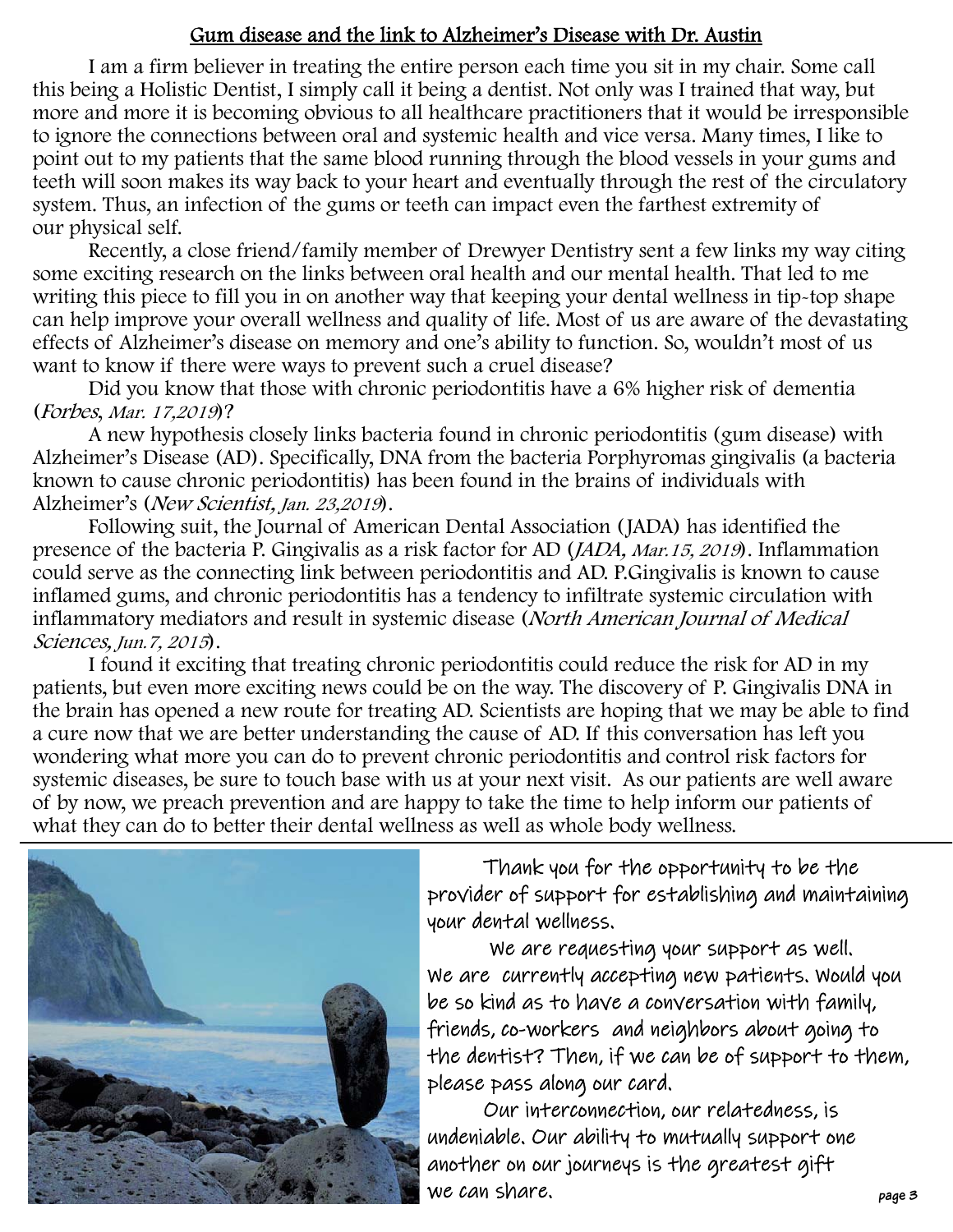## Gum disease and the link to Alzheimer's Disease with Dr. Austin

I am a firm believer in treating the entire person each time you sit in my chair. Some call this being a Holistic Dentist, I simply call it being a dentist. Not only was I trained that way, but more and more it is becoming obvious to all healthcare practitioners that it would be irresponsible to ignore the connections between oral and systemic health and vice versa. Many times, I like to point out to my patients that the same blood running through the blood vessels in your gums and teeth will soon makes its way back to your heart and eventually through the rest of the circulatory system. Thus, an infection of the gums or teeth can impact even the farthest extremity of our physical self.

Recently, a close friend/family member of Drewyer Dentistry sent a few links my way citing some exciting research on the links between oral health and our mental health. That led to me writing this piece to fill you in on another way that keeping your dental wellness in tip-top shape can help improve your overall wellness and quality of life. Most of us are aware of the devastating effects of Alzheimer's disease on memory and one's ability to function. So, wouldn't most of us want to know if there were ways to prevent such a cruel disease?

Did you know that those with chronic periodontitis have a 6% higher risk of dementia (*Forbes, Mar. 17,2019*)?

A new hypothesis closely links bacteria found in chronic periodontitis (gum disease) with Alzheimer's Disease (AD). Specifically, DNA from the bacteria Porphyromas gingivalis (a bacteria known to cause chronic periodontitis) has been found in the brains of individuals with Alzheimer's (*New Scientist, Jan. 23,2019*).

Following suit, the Journal of American Dental Association (JADA) has identified the presence of the bacteria P. Gingivalis as a risk factor for AD (*JADA, Mar.15, 2019*). Inflammation could serve as the connecting link between periodontitis and AD. P.Gingivalis is known to cause inflamed gums, and chronic periodontitis has a tendency to infiltrate systemic circulation with inflammatory mediators and result in systemic disease (*North American Journal of Medical Sciences, Jun.7, 2015*).

I found it exciting that treating chronic periodontitis could reduce the risk for AD in my patients, but even more exciting news could be on the way. The discovery of P. Gingivalis DNA in the brain has opened a new route for treating AD. Scientists are hoping that we may be able to find a cure now that we are better understanding the cause of AD. If this conversation has left you wondering what more you can do to prevent chronic periodontitis and control risk factors for systemic diseases, be sure to touch base with us at your next visit. As our patients are well aware of by now, we preach prevention and are happy to take the time to help inform our patients of what they can do to better their dental wellness as well as whole body wellness.

---

Thank you for the opportunity to be the provider of support for establishing and maintaining your dental wellness.

We are requesting your support as well. We are currently accepting new patients. Would you be so kind as to have a conversation with family, friends, co-workers and neighbors about going to the dentist? Then, if we can be of support to them, please pass along our card.

Our interconnection, our relatedness, is undeniable. Our ability to mutually support one another on our journeys is the greatest gift we can share.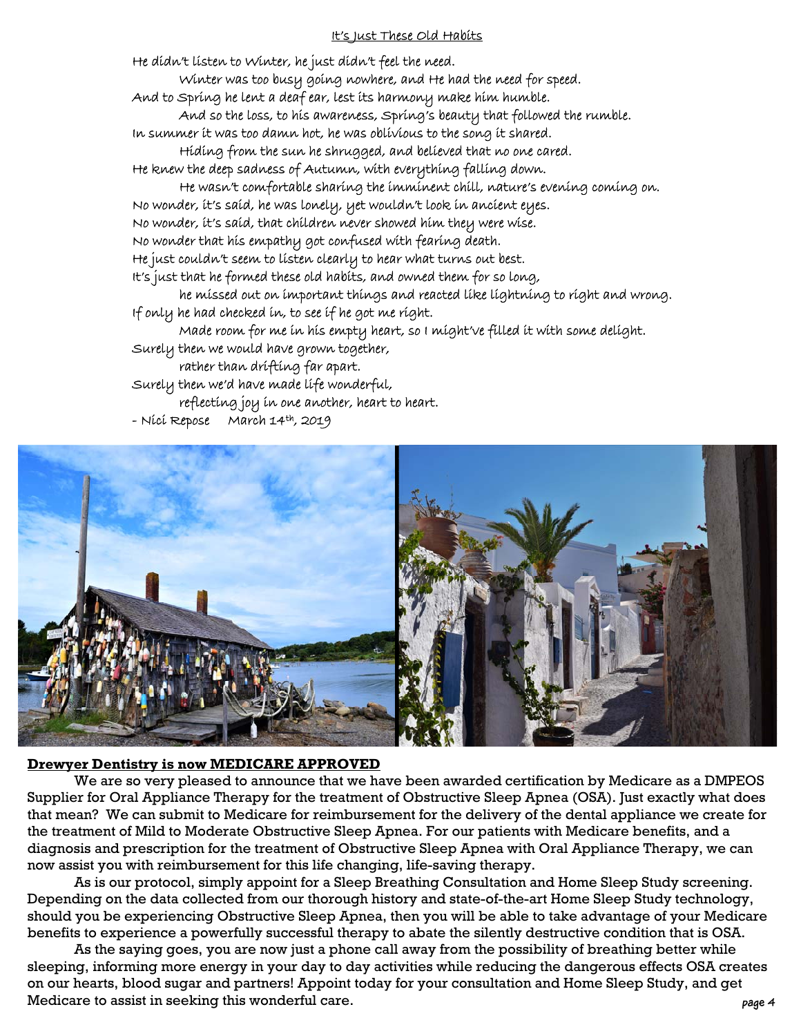## It's Just These Old Habits

He didn't listen to Winter, he just didn't feel the need.  
Winter was too busy going nowhere, and He had the need for speed.  
And to Spring he lent a deaf ear, lest its harmony make him humble.  
And so the loss, to his awareness, Spring's beauty that followed the rumble.  
In summer it was too damn hot, he was oblivious to the song it shared.  
Hiding from the sun he shrugged, and believed that no one cared.  
He knew the deep sadness of Autumn, with everything falling down.  
He wasn't comfortable sharing the imminent chill, nature's evening coming on.  
No wonder, it's said, he was lonely, yet wouldn't look in ancient eyes.  
No wonder, it's said, that children never showed him they were wise.  
No wonder that his empathy got confused with fearing death.  
He just couldn't seem to listen clearly to hear what turns out best.  
It's just that he formed these old habits, and owned them for so long,  
he missed out on important things and reacted like lightning to right and wrong.  
If only he had checked in, to see if he got me right.  
Made room for me in his empty heart, so I might've filled it with some delight.  
Surely then we would have grown together,  
rather than drifting far apart.  
Surely then we'd have made life wonderful,  
reflecting joy in one another, heart to heart.

\- Nici Repose     March 14th, 2019

## Drewyer Dentistry is now MEDICARE APPROVED

We are so very pleased to announce that we have been awarded certification by Medicare as a DMPEOS Supplier for Oral Appliance Therapy for the treatment of Obstructive Sleep Apnea (OSA). Just exactly what does that mean? We can submit to Medicare for reimbursement for the delivery of the dental appliance we create for the treatment of Mild to Moderate Obstructive Sleep Apnea. For our patients with Medicare benefits, and a diagnosis and prescription for the treatment of Obstructive Sleep Apnea with Oral Appliance Therapy, we can now assist you with reimbursement for this life changing, life-saving therapy.

As is our protocol, simply appoint for a Sleep Breathing Consultation and Home Sleep Study screening. Depending on the data collected from our thorough history and state-of-the-art Home Sleep Study technology, should you be experiencing Obstructive Sleep Apnea, then you will be able to take advantage of your Medicare benefits to experience a powerfully successful therapy to abate the silently destructive condition that is OSA.

As the saying goes, you are now just a phone call away from the possibility of breathing better while sleeping, informing more energy in your day to day activities while reducing the dangerous effects OSA creates on our hearts, blood sugar and partners! Appoint today for your consultation and Home Sleep Study, and get Medicare to assist in seeking this wonderful care.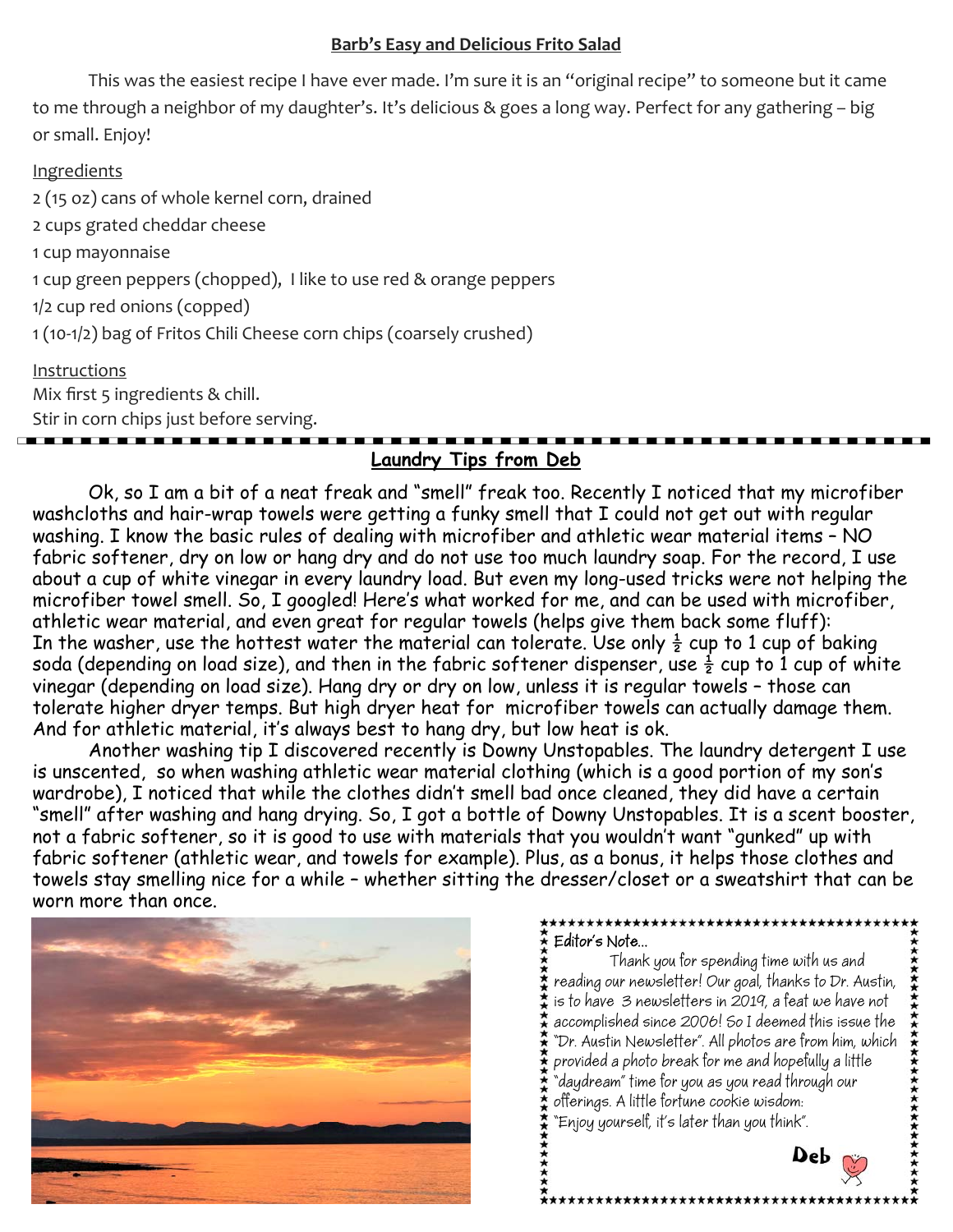## Barb's Easy and Delicious Frito Salad

This was the easiest recipe I have ever made. I'm sure it is an "original recipe" to someone but it came to me through a neighbor of my daughter's. It's delicious & goes a long way. Perfect for any gathering – big or small. Enjoy!

Ingredients

2 (15 oz) cans of whole kernel corn, drained

2 cups grated cheddar cheese

1 cup mayonnaise

1 cup green peppers (chopped), I like to use red & orange peppers

1/2 cup red onions (copped)

1 (10-1/2) bag of Fritos Chili Cheese corn chips (coarsely crushed)

Instructions

Mix first 5 ingredients & chill.

Stir in corn chips just before serving.

## Laundry Tips from Deb

Ok, so I am a bit of a neat freak and "smell" freak too. Recently I noticed that my microfiber washcloths and hair-wrap towels were getting a funky smell that I could not get out with regular washing. I know the basic rules of dealing with microfiber and athletic wear material items – NO fabric softener, dry on low or hang dry and do not use too much laundry soap. For the record, I use about a cup of white vinegar in every laundry load. But even my long-used tricks were not helping the microfiber towel smell. So, I googled! Here's what worked for me, and can be used with microfiber, athletic wear material, and even great for regular towels (helps give them back some fluff):

In the washer, use the hottest water the material can tolerate. Use only ½ cup to 1 cup of baking soda (depending on load size), and then in the fabric softener dispenser, use ½ cup to 1 cup of white vinegar (depending on load size). Hang dry or dry on low, unless it is regular towels – those can tolerate higher dryer temps. But high dryer heat for microfiber towels can actually damage them. And for athletic material, it's always best to hang dry, but low heat is ok.

Another washing tip I discovered recently is Downy Unstopables. The laundry detergent I use is unscented, so when washing athletic wear material clothing (which is a good portion of my son's wardrobe), I noticed that while the clothes didn't smell bad once cleaned, they did have a certain "smell" after washing and hang drying. So, I got a bottle of Downy Unstopables. It is a scent booster, not a fabric softener, so it is good to use with materials that you wouldn't want "gunked" up with fabric softener (athletic wear, and towels for example). Plus, as a bonus, it helps those clothes and towels stay smelling nice for a while – whether sitting the dresser/closet or a sweatshirt that can be worn more than once.

Editor's Note...

Thank you for spending time with us and reading our newsletter! Our goal, thanks to Dr. Austin, is to have 3 newsletters in 2019, a feat we have not accomplished since 2006! So I deemed this issue the "Dr. Austin Newsletter". All photos are from him, which provided a photo break for me and hopefully a little "daydream" time for you as you read through our offerings. A little fortune cookie wisdom: "Enjoy yourself, it's later than you think".

Deb